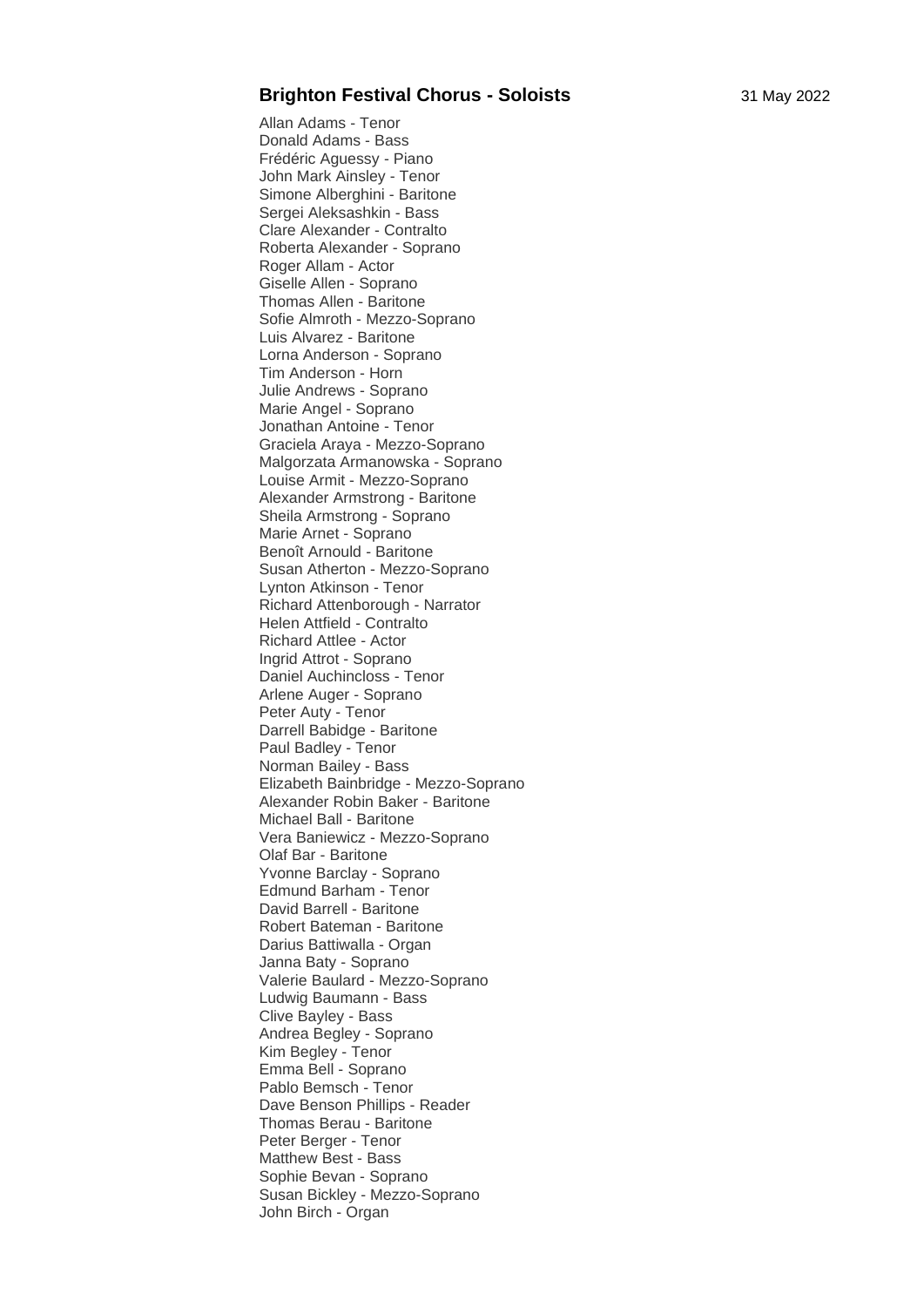# Brighton Festival Chorus - Soloists

31 May 2022

Allan Adams - Tenor
Donald Adams - Bass
Frédéric Aguessy - Piano
John Mark Ainsley - Tenor
Simone Alberghini - Baritone
Sergei Aleksashkin - Bass
Clare Alexander - Contralto
Roberta Alexander - Soprano
Roger Allam - Actor
Giselle Allen - Soprano
Thomas Allen - Baritone
Sofie Almroth - Mezzo-Soprano
Luis Alvarez - Baritone
Lorna Anderson - Soprano
Tim Anderson - Horn
Julie Andrews - Soprano
Marie Angel - Soprano
Jonathan Antoine - Tenor
Graciela Araya - Mezzo-Soprano
Malgorzata Armanowska - Soprano
Louise Armit - Mezzo-Soprano
Alexander Armstrong - Baritone
Sheila Armstrong - Soprano
Marie Arnet - Soprano
Benoît Arnould - Baritone
Susan Atherton - Mezzo-Soprano
Lynton Atkinson - Tenor
Richard Attenborough - Narrator
Helen Attfield - Contralto
Richard Attlee - Actor
Ingrid Attrot - Soprano
Daniel Auchincloss - Tenor
Arlene Auger - Soprano
Peter Auty - Tenor
Darrell Babidge - Baritone
Paul Badley - Tenor
Norman Bailey - Bass
Elizabeth Bainbridge - Mezzo-Soprano
Alexander Robin Baker - Baritone
Michael Ball - Baritone
Vera Baniewicz - Mezzo-Soprano
Olaf Bar - Baritone
Yvonne Barclay - Soprano
Edmund Barham - Tenor
David Barrell - Baritone
Robert Bateman - Baritone
Darius Battiwalla - Organ
Janna Baty - Soprano
Valerie Baulard - Mezzo-Soprano
Ludwig Baumann - Bass
Clive Bayley - Bass
Andrea Begley - Soprano
Kim Begley - Tenor
Emma Bell - Soprano
Pablo Bemsch - Tenor
Dave Benson Phillips - Reader
Thomas Berau - Baritone
Peter Berger - Tenor
Matthew Best - Bass
Sophie Bevan - Soprano
Susan Bickley - Mezzo-Soprano
John Birch - Organ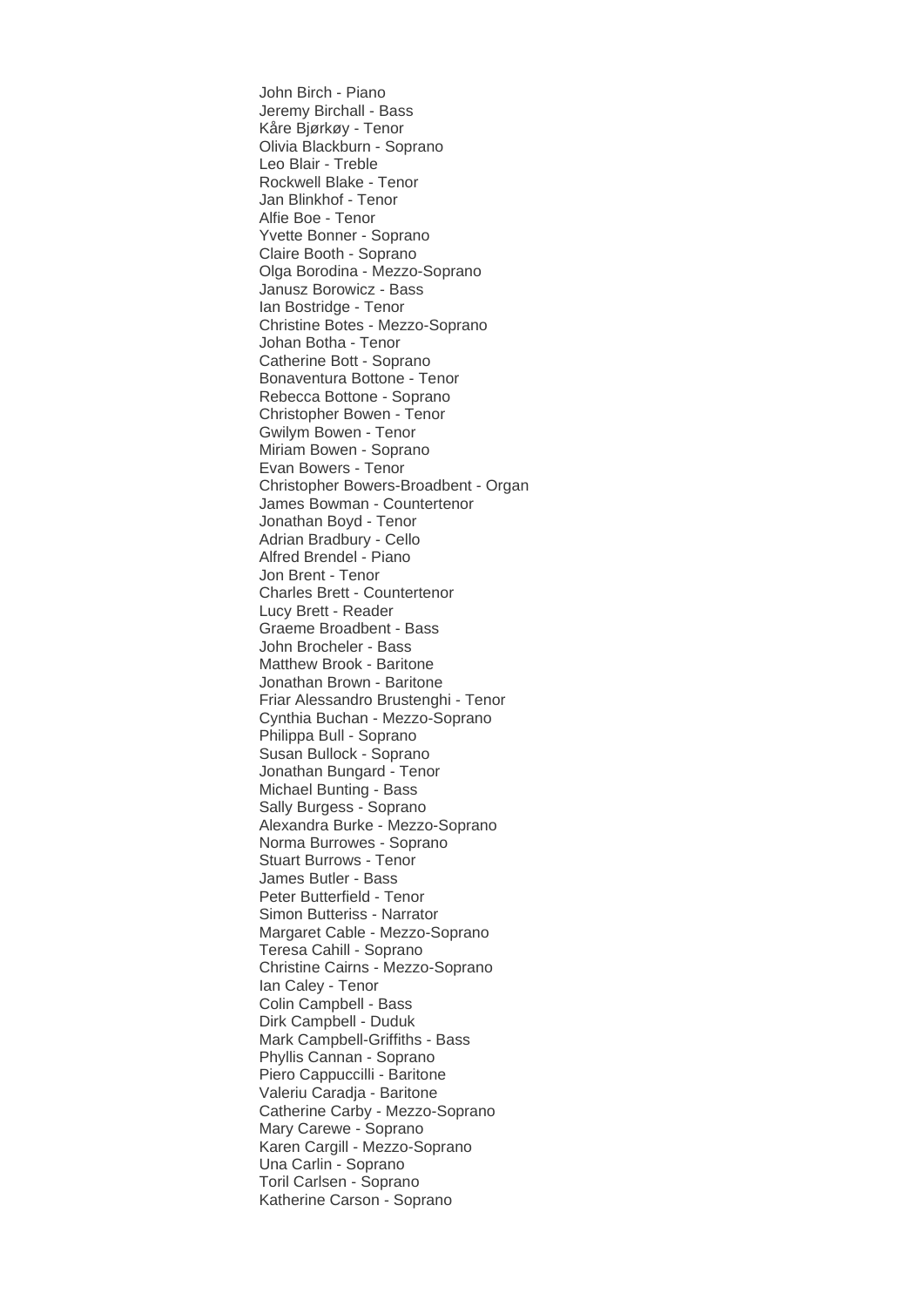John Birch - Piano
Jeremy Birchall - Bass
Kåre Bjørkøy - Tenor
Olivia Blackburn - Soprano
Leo Blair - Treble
Rockwell Blake - Tenor
Jan Blinkhof - Tenor
Alfie Boe - Tenor
Yvette Bonner - Soprano
Claire Booth - Soprano
Olga Borodina - Mezzo-Soprano
Janusz Borowicz - Bass
Ian Bostridge - Tenor
Christine Botes - Mezzo-Soprano
Johan Botha - Tenor
Catherine Bott - Soprano
Bonaventura Bottone - Tenor
Rebecca Bottone - Soprano
Christopher Bowen - Tenor
Gwilym Bowen - Tenor
Miriam Bowen - Soprano
Evan Bowers - Tenor
Christopher Bowers-Broadbent - Organ
James Bowman - Countertenor
Jonathan Boyd - Tenor
Adrian Bradbury - Cello
Alfred Brendel - Piano
Jon Brent - Tenor
Charles Brett - Countertenor
Lucy Brett - Reader
Graeme Broadbent - Bass
John Brocheler - Bass
Matthew Brook - Baritone
Jonathan Brown - Baritone
Friar Alessandro Brustenghi - Tenor
Cynthia Buchan - Mezzo-Soprano
Philippa Bull - Soprano
Susan Bullock - Soprano
Jonathan Bungard - Tenor
Michael Bunting - Bass
Sally Burgess - Soprano
Alexandra Burke - Mezzo-Soprano
Norma Burrowes - Soprano
Stuart Burrows - Tenor
James Butler - Bass
Peter Butterfield - Tenor
Simon Butteriss - Narrator
Margaret Cable - Mezzo-Soprano
Teresa Cahill - Soprano
Christine Cairns - Mezzo-Soprano
Ian Caley - Tenor
Colin Campbell - Bass
Dirk Campbell - Duduk
Mark Campbell-Griffiths - Bass
Phyllis Cannan - Soprano
Piero Cappuccilli - Baritone
Valeriu Caradja - Baritone
Catherine Carby - Mezzo-Soprano
Mary Carewe - Soprano
Karen Cargill - Mezzo-Soprano
Una Carlin - Soprano
Toril Carlsen - Soprano
Katherine Carson - Soprano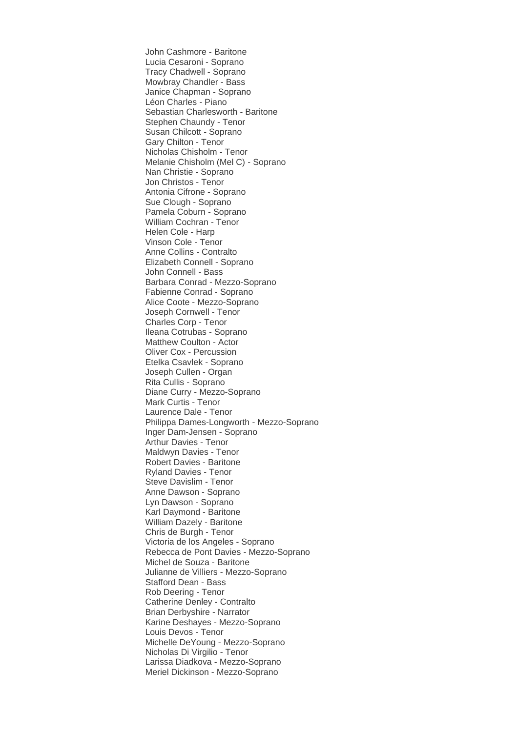John Cashmore - Baritone
Lucia Cesaroni - Soprano
Tracy Chadwell - Soprano
Mowbray Chandler - Bass
Janice Chapman - Soprano
Léon Charles - Piano
Sebastian Charlesworth - Baritone
Stephen Chaundy - Tenor
Susan Chilcott - Soprano
Gary Chilton - Tenor
Nicholas Chisholm - Tenor
Melanie Chisholm (Mel C) - Soprano
Nan Christie - Soprano
Jon Christos - Tenor
Antonia Cifrone - Soprano
Sue Clough - Soprano
Pamela Coburn - Soprano
William Cochran - Tenor
Helen Cole - Harp
Vinson Cole - Tenor
Anne Collins - Contralto
Elizabeth Connell - Soprano
John Connell - Bass
Barbara Conrad - Mezzo-Soprano
Fabienne Conrad - Soprano
Alice Coote - Mezzo-Soprano
Joseph Cornwell - Tenor
Charles Corp - Tenor
Ileana Cotrubas - Soprano
Matthew Coulton - Actor
Oliver Cox - Percussion
Etelka Csavlek - Soprano
Joseph Cullen - Organ
Rita Cullis - Soprano
Diane Curry - Mezzo-Soprano
Mark Curtis - Tenor
Laurence Dale - Tenor
Philippa Dames-Longworth - Mezzo-Soprano
Inger Dam-Jensen - Soprano
Arthur Davies - Tenor
Maldwyn Davies - Tenor
Robert Davies - Baritone
Ryland Davies - Tenor
Steve Davislim - Tenor
Anne Dawson - Soprano
Lyn Dawson - Soprano
Karl Daymond - Baritone
William Dazely - Baritone
Chris de Burgh - Tenor
Victoria de los Angeles - Soprano
Rebecca de Pont Davies - Mezzo-Soprano
Michel de Souza - Baritone
Julianne de Villiers - Mezzo-Soprano
Stafford Dean - Bass
Rob Deering - Tenor
Catherine Denley - Contralto
Brian Derbyshire - Narrator
Karine Deshayes - Mezzo-Soprano
Louis Devos - Tenor
Michelle DeYoung - Mezzo-Soprano
Nicholas Di Virgilio - Tenor
Larissa Diadkova - Mezzo-Soprano
Meriel Dickinson - Mezzo-Soprano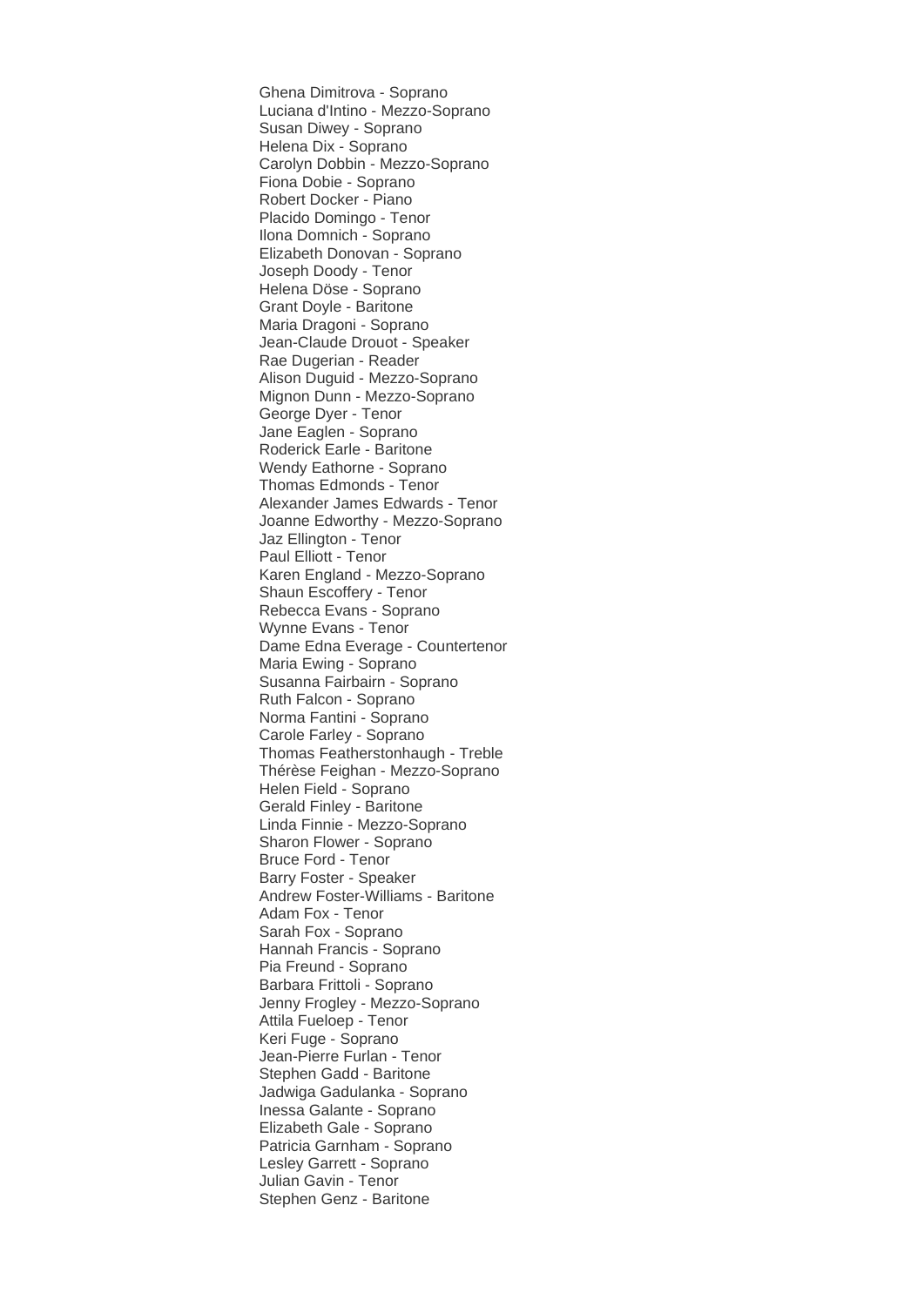Ghena Dimitrova - Soprano
Luciana d'Intino - Mezzo-Soprano
Susan Diwey - Soprano
Helena Dix - Soprano
Carolyn Dobbin - Mezzo-Soprano
Fiona Dobie - Soprano
Robert Docker - Piano
Placido Domingo - Tenor
Ilona Domnich - Soprano
Elizabeth Donovan - Soprano
Joseph Doody - Tenor
Helena Döse - Soprano
Grant Doyle - Baritone
Maria Dragoni - Soprano
Jean-Claude Drouot - Speaker
Rae Dugerian - Reader
Alison Duguid - Mezzo-Soprano
Mignon Dunn - Mezzo-Soprano
George Dyer - Tenor
Jane Eaglen - Soprano
Roderick Earle - Baritone
Wendy Eathorne - Soprano
Thomas Edmonds - Tenor
Alexander James Edwards - Tenor
Joanne Edworthy - Mezzo-Soprano
Jaz Ellington - Tenor
Paul Elliott - Tenor
Karen England - Mezzo-Soprano
Shaun Escoffery - Tenor
Rebecca Evans - Soprano
Wynne Evans - Tenor
Dame Edna Everage - Countertenor
Maria Ewing - Soprano
Susanna Fairbairn - Soprano
Ruth Falcon - Soprano
Norma Fantini - Soprano
Carole Farley - Soprano
Thomas Featherstonhaugh - Treble
Thérèse Feighan - Mezzo-Soprano
Helen Field - Soprano
Gerald Finley - Baritone
Linda Finnie - Mezzo-Soprano
Sharon Flower - Soprano
Bruce Ford - Tenor
Barry Foster - Speaker
Andrew Foster-Williams - Baritone
Adam Fox - Tenor
Sarah Fox - Soprano
Hannah Francis - Soprano
Pia Freund - Soprano
Barbara Frittoli - Soprano
Jenny Frogley - Mezzo-Soprano
Attila Fueloep - Tenor
Keri Fuge - Soprano
Jean-Pierre Furlan - Tenor
Stephen Gadd - Baritone
Jadwiga Gadulanka - Soprano
Inessa Galante - Soprano
Elizabeth Gale - Soprano
Patricia Garnham - Soprano
Lesley Garrett - Soprano
Julian Gavin - Tenor
Stephen Genz - Baritone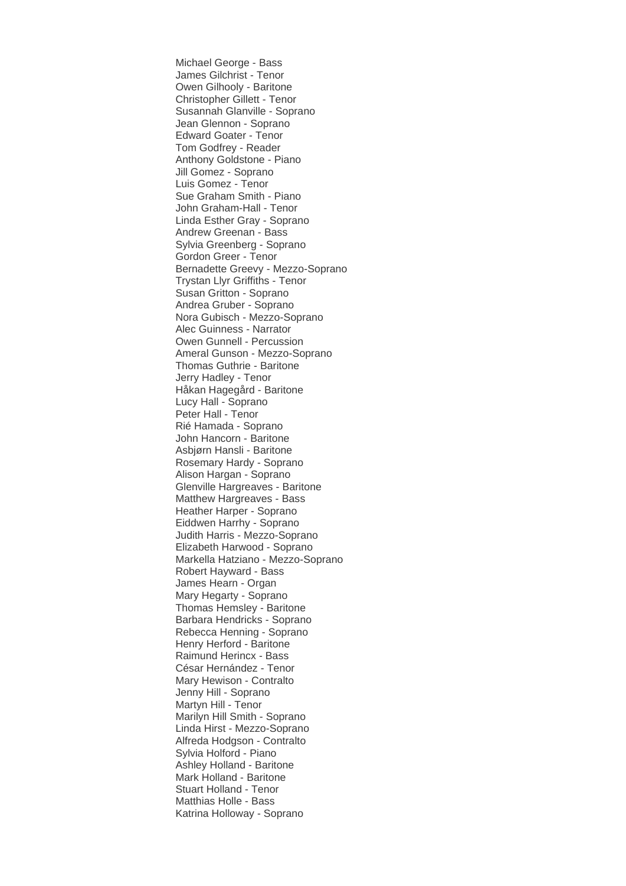Michael George - Bass
James Gilchrist - Tenor
Owen Gilhooly - Baritone
Christopher Gillett - Tenor
Susannah Glanville - Soprano
Jean Glennon - Soprano
Edward Goater - Tenor
Tom Godfrey - Reader
Anthony Goldstone - Piano
Jill Gomez - Soprano
Luis Gomez - Tenor
Sue Graham Smith - Piano
John Graham-Hall - Tenor
Linda Esther Gray - Soprano
Andrew Greenan - Bass
Sylvia Greenberg - Soprano
Gordon Greer - Tenor
Bernadette Greevy - Mezzo-Soprano
Trystan Llyr Griffiths - Tenor
Susan Gritton - Soprano
Andrea Gruber - Soprano
Nora Gubisch - Mezzo-Soprano
Alec Guinness - Narrator
Owen Gunnell - Percussion
Ameral Gunson - Mezzo-Soprano
Thomas Guthrie - Baritone
Jerry Hadley - Tenor
Håkan Hagegård - Baritone
Lucy Hall - Soprano
Peter Hall - Tenor
Rié Hamada - Soprano
John Hancorn - Baritone
Asbjørn Hansli - Baritone
Rosemary Hardy - Soprano
Alison Hargan - Soprano
Glenville Hargreaves - Baritone
Matthew Hargreaves - Bass
Heather Harper - Soprano
Eiddwen Harrhy - Soprano
Judith Harris - Mezzo-Soprano
Elizabeth Harwood - Soprano
Markella Hatziano - Mezzo-Soprano
Robert Hayward - Bass
James Hearn - Organ
Mary Hegarty - Soprano
Thomas Hemsley - Baritone
Barbara Hendricks - Soprano
Rebecca Henning - Soprano
Henry Herford - Baritone
Raimund Herincx - Bass
César Hernández - Tenor
Mary Hewison - Contralto
Jenny Hill - Soprano
Martyn Hill - Tenor
Marilyn Hill Smith - Soprano
Linda Hirst - Mezzo-Soprano
Alfreda Hodgson - Contralto
Sylvia Holford - Piano
Ashley Holland - Baritone
Mark Holland - Baritone
Stuart Holland - Tenor
Matthias Holle - Bass
Katrina Holloway - Soprano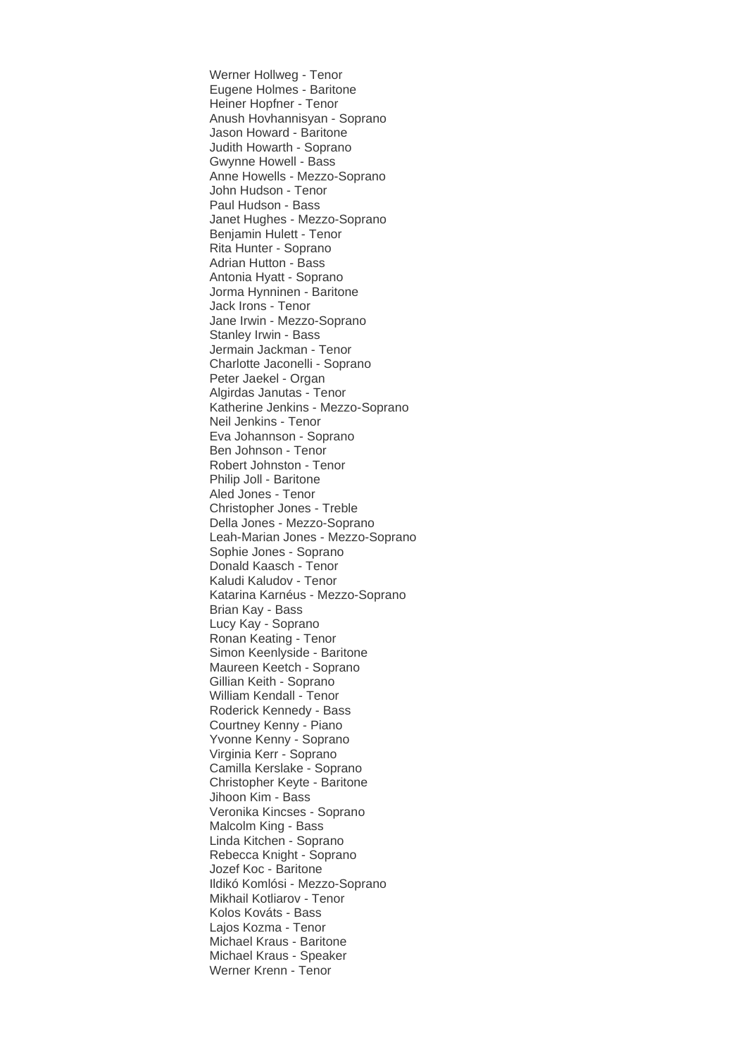Werner Hollweg - Tenor
Eugene Holmes - Baritone
Heiner Hopfner - Tenor
Anush Hovhannisyan - Soprano
Jason Howard - Baritone
Judith Howarth - Soprano
Gwynne Howell - Bass
Anne Howells - Mezzo-Soprano
John Hudson - Tenor
Paul Hudson - Bass
Janet Hughes - Mezzo-Soprano
Benjamin Hulett - Tenor
Rita Hunter - Soprano
Adrian Hutton - Bass
Antonia Hyatt - Soprano
Jorma Hynninen - Baritone
Jack Irons - Tenor
Jane Irwin - Mezzo-Soprano
Stanley Irwin - Bass
Jermain Jackman - Tenor
Charlotte Jaconelli - Soprano
Peter Jaekel - Organ
Algirdas Janutas - Tenor
Katherine Jenkins - Mezzo-Soprano
Neil Jenkins - Tenor
Eva Johannson - Soprano
Ben Johnson - Tenor
Robert Johnston - Tenor
Philip Joll - Baritone
Aled Jones - Tenor
Christopher Jones - Treble
Della Jones - Mezzo-Soprano
Leah-Marian Jones - Mezzo-Soprano
Sophie Jones - Soprano
Donald Kaasch - Tenor
Kaludi Kaludov - Tenor
Katarina Karnéus - Mezzo-Soprano
Brian Kay - Bass
Lucy Kay - Soprano
Ronan Keating - Tenor
Simon Keenlyside - Baritone
Maureen Keetch - Soprano
Gillian Keith - Soprano
William Kendall - Tenor
Roderick Kennedy - Bass
Courtney Kenny - Piano
Yvonne Kenny - Soprano
Virginia Kerr - Soprano
Camilla Kerslake - Soprano
Christopher Keyte - Baritone
Jihoon Kim - Bass
Veronika Kincses - Soprano
Malcolm King - Bass
Linda Kitchen - Soprano
Rebecca Knight - Soprano
Jozef Koc - Baritone
Ildikó Komlósi - Mezzo-Soprano
Mikhail Kotliarov - Tenor
Kolos Kováts - Bass
Lajos Kozma - Tenor
Michael Kraus - Baritone
Michael Kraus - Speaker
Werner Krenn - Tenor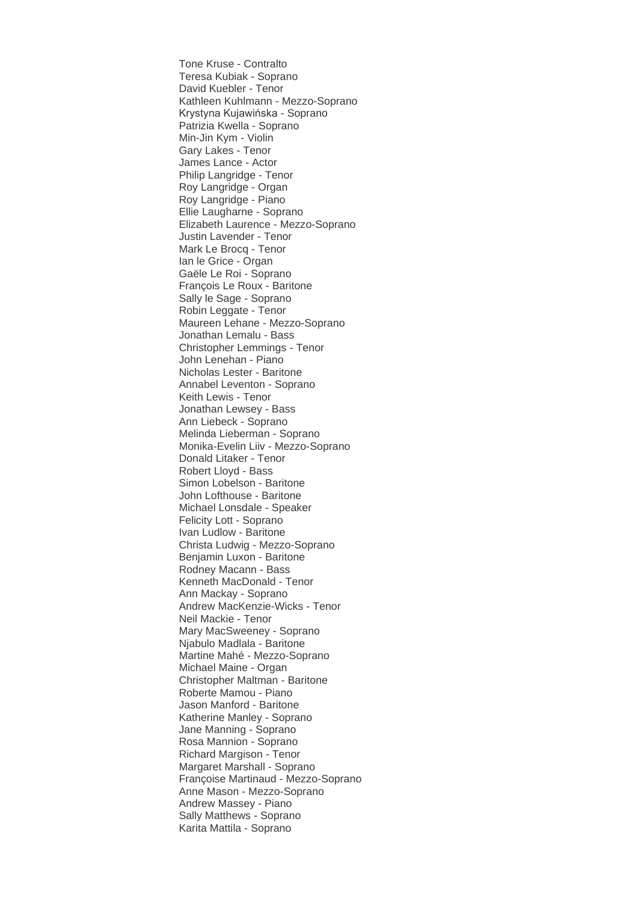Tone Kruse - Contralto
Teresa Kubiak - Soprano
David Kuebler - Tenor
Kathleen Kuhlmann - Mezzo-Soprano
Krystyna Kujawińska - Soprano
Patrizia Kwella - Soprano
Min-Jin Kym - Violin
Gary Lakes - Tenor
James Lance - Actor
Philip Langridge - Tenor
Roy Langridge - Organ
Roy Langridge - Piano
Ellie Laugharne - Soprano
Elizabeth Laurence - Mezzo-Soprano
Justin Lavender - Tenor
Mark Le Brocq - Tenor
Ian le Grice - Organ
Gaële Le Roi - Soprano
François Le Roux - Baritone
Sally le Sage - Soprano
Robin Leggate - Tenor
Maureen Lehane - Mezzo-Soprano
Jonathan Lemalu - Bass
Christopher Lemmings - Tenor
John Lenehan - Piano
Nicholas Lester - Baritone
Annabel Leventon - Soprano
Keith Lewis - Tenor
Jonathan Lewsey - Bass
Ann Liebeck - Soprano
Melinda Lieberman - Soprano
Monika-Evelin Liiv - Mezzo-Soprano
Donald Litaker - Tenor
Robert Lloyd - Bass
Simon Lobelson - Baritone
John Lofthouse - Baritone
Michael Lonsdale - Speaker
Felicity Lott - Soprano
Ivan Ludlow - Baritone
Christa Ludwig - Mezzo-Soprano
Benjamin Luxon - Baritone
Rodney Macann - Bass
Kenneth MacDonald - Tenor
Ann Mackay - Soprano
Andrew MacKenzie-Wicks - Tenor
Neil Mackie - Tenor
Mary MacSweeney - Soprano
Njabulo Madlala - Baritone
Martine Mahé - Mezzo-Soprano
Michael Maine - Organ
Christopher Maltman - Baritone
Roberte Mamou - Piano
Jason Manford - Baritone
Katherine Manley - Soprano
Jane Manning - Soprano
Rosa Mannion - Soprano
Richard Margison - Tenor
Margaret Marshall - Soprano
Françoise Martinaud - Mezzo-Soprano
Anne Mason - Mezzo-Soprano
Andrew Massey - Piano
Sally Matthews - Soprano
Karita Mattila - Soprano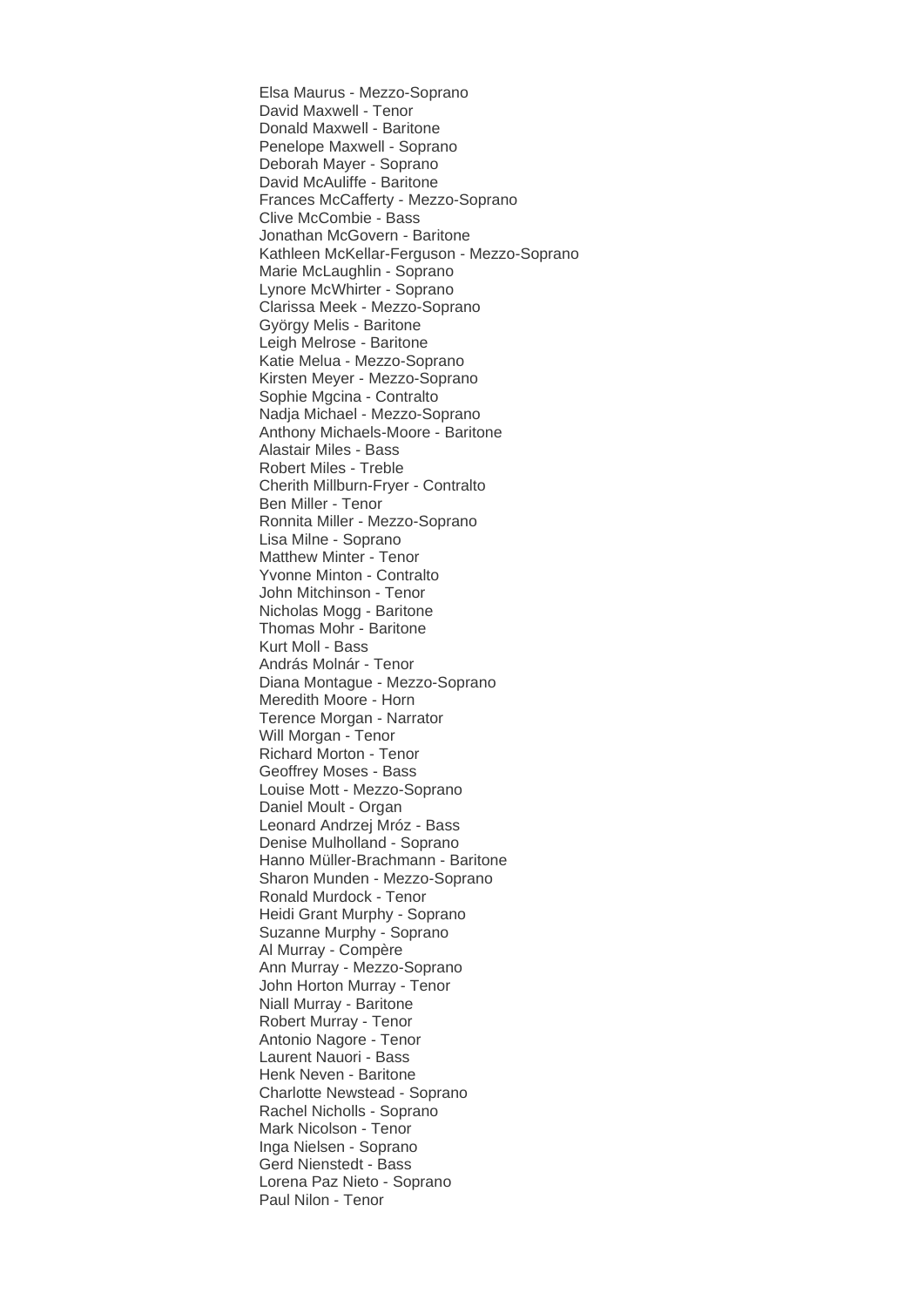Elsa Maurus - Mezzo-Soprano
David Maxwell - Tenor
Donald Maxwell - Baritone
Penelope Maxwell - Soprano
Deborah Mayer - Soprano
David McAuliffe - Baritone
Frances McCafferty - Mezzo-Soprano
Clive McCombie - Bass
Jonathan McGovern - Baritone
Kathleen McKellar-Ferguson - Mezzo-Soprano
Marie McLaughlin - Soprano
Lynore McWhirter - Soprano
Clarissa Meek - Mezzo-Soprano
György Melis - Baritone
Leigh Melrose - Baritone
Katie Melua - Mezzo-Soprano
Kirsten Meyer - Mezzo-Soprano
Sophie Mgcina - Contralto
Nadja Michael - Mezzo-Soprano
Anthony Michaels-Moore - Baritone
Alastair Miles - Bass
Robert Miles - Treble
Cherith Millburn-Fryer - Contralto
Ben Miller - Tenor
Ronnita Miller - Mezzo-Soprano
Lisa Milne - Soprano
Matthew Minter - Tenor
Yvonne Minton - Contralto
John Mitchinson - Tenor
Nicholas Mogg - Baritone
Thomas Mohr - Baritone
Kurt Moll - Bass
András Molnár - Tenor
Diana Montague - Mezzo-Soprano
Meredith Moore - Horn
Terence Morgan - Narrator
Will Morgan - Tenor
Richard Morton - Tenor
Geoffrey Moses - Bass
Louise Mott - Mezzo-Soprano
Daniel Moult - Organ
Leonard Andrzej Mróz - Bass
Denise Mulholland - Soprano
Hanno Müller-Brachmann - Baritone
Sharon Munden - Mezzo-Soprano
Ronald Murdock - Tenor
Heidi Grant Murphy - Soprano
Suzanne Murphy - Soprano
Al Murray - Compère
Ann Murray - Mezzo-Soprano
John Horton Murray - Tenor
Niall Murray - Baritone
Robert Murray - Tenor
Antonio Nagore - Tenor
Laurent Naouri - Bass
Henk Neven - Baritone
Charlotte Newstead - Soprano
Rachel Nicholls - Soprano
Mark Nicolson - Tenor
Inga Nielsen - Soprano
Gerd Nienstedt - Bass
Lorena Paz Nieto - Soprano
Paul Nilon - Tenor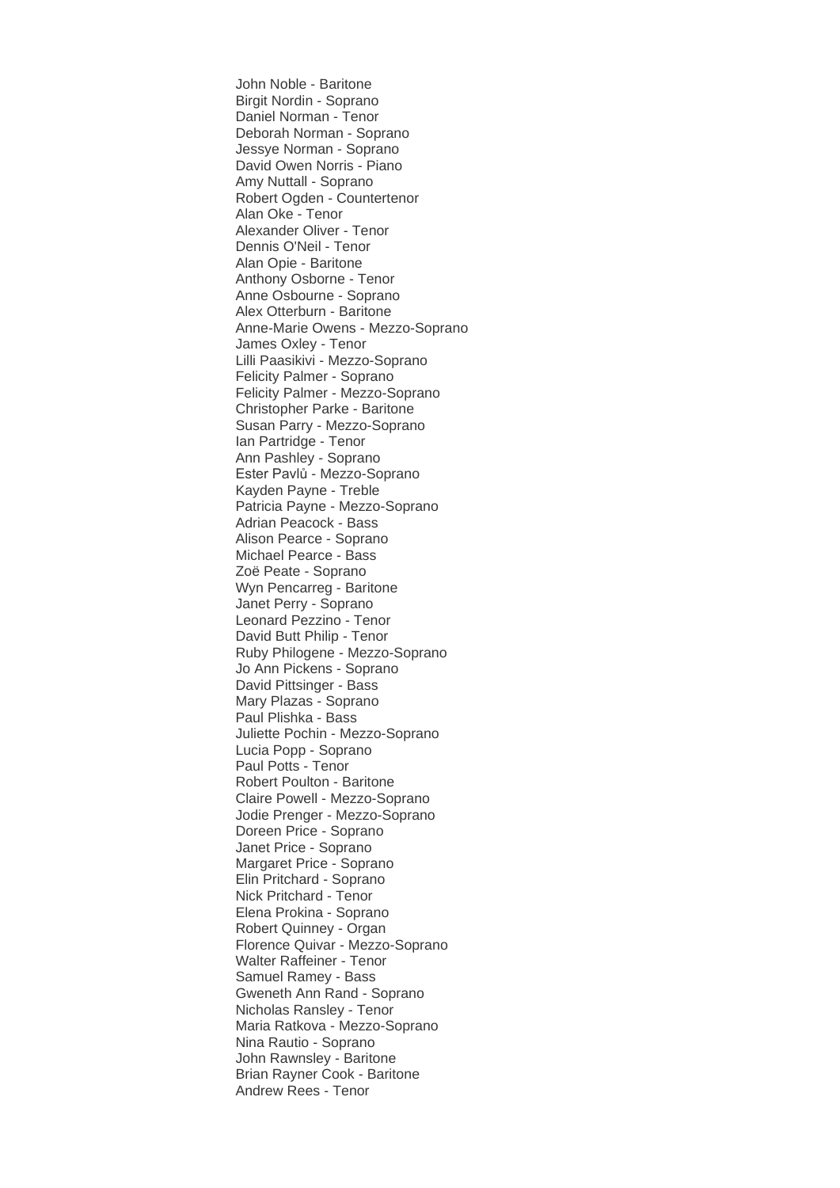John Noble - Baritone
Birgit Nordin - Soprano
Daniel Norman - Tenor
Deborah Norman - Soprano
Jessye Norman - Soprano
David Owen Norris - Piano
Amy Nuttall - Soprano
Robert Ogden - Countertenor
Alan Oke - Tenor
Alexander Oliver - Tenor
Dennis O'Neil - Tenor
Alan Opie - Baritone
Anthony Osborne - Tenor
Anne Osbourne - Soprano
Alex Otterburn - Baritone
Anne-Marie Owens - Mezzo-Soprano
James Oxley - Tenor
Lilli Paasikivi - Mezzo-Soprano
Felicity Palmer - Soprano
Felicity Palmer - Mezzo-Soprano
Christopher Parke - Baritone
Susan Parry - Mezzo-Soprano
Ian Partridge - Tenor
Ann Pashley - Soprano
Ester Pavlů - Mezzo-Soprano
Kayden Payne - Treble
Patricia Payne - Mezzo-Soprano
Adrian Peacock - Bass
Alison Pearce - Soprano
Michael Pearce - Bass
Zoë Peate - Soprano
Wyn Pencarreg - Baritone
Janet Perry - Soprano
Leonard Pezzino - Tenor
David Butt Philip - Tenor
Ruby Philogene - Mezzo-Soprano
Jo Ann Pickens - Soprano
David Pittsinger - Bass
Mary Plazas - Soprano
Paul Plishka - Bass
Juliette Pochin - Mezzo-Soprano
Lucia Popp - Soprano
Paul Potts - Tenor
Robert Poulton - Baritone
Claire Powell - Mezzo-Soprano
Jodie Prenger - Mezzo-Soprano
Doreen Price - Soprano
Janet Price - Soprano
Margaret Price - Soprano
Elin Pritchard - Soprano
Nick Pritchard - Tenor
Elena Prokina - Soprano
Robert Quinney - Organ
Florence Quivar - Mezzo-Soprano
Walter Raffeiner - Tenor
Samuel Ramey - Bass
Gweneth Ann Rand - Soprano
Nicholas Ransley - Tenor
Maria Ratkova - Mezzo-Soprano
Nina Rautio - Soprano
John Rawnsley - Baritone
Brian Rayner Cook - Baritone
Andrew Rees - Tenor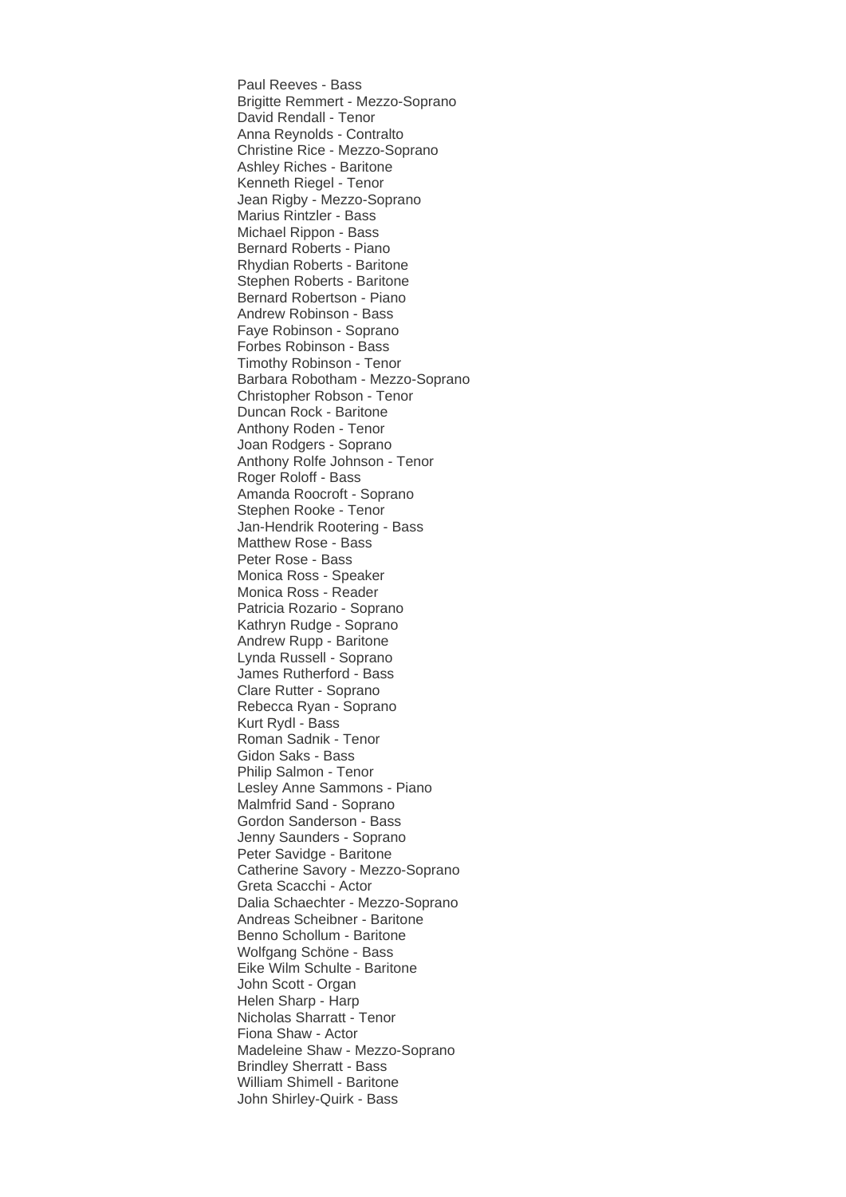Paul Reeves - Bass
Brigitte Remmert - Mezzo-Soprano
David Rendall - Tenor
Anna Reynolds - Contralto
Christine Rice - Mezzo-Soprano
Ashley Riches - Baritone
Kenneth Riegel - Tenor
Jean Rigby - Mezzo-Soprano
Marius Rintzler - Bass
Michael Rippon - Bass
Bernard Roberts - Piano
Rhydian Roberts - Baritone
Stephen Roberts - Baritone
Bernard Robertson - Piano
Andrew Robinson - Bass
Faye Robinson - Soprano
Forbes Robinson - Bass
Timothy Robinson - Tenor
Barbara Robotham - Mezzo-Soprano
Christopher Robson - Tenor
Duncan Rock - Baritone
Anthony Roden - Tenor
Joan Rodgers - Soprano
Anthony Rolfe Johnson - Tenor
Roger Roloff - Bass
Amanda Roocroft - Soprano
Stephen Rooke - Tenor
Jan-Hendrik Rootering - Bass
Matthew Rose - Bass
Peter Rose - Bass
Monica Ross - Speaker
Monica Ross - Reader
Patricia Rozario - Soprano
Kathryn Rudge - Soprano
Andrew Rupp - Baritone
Lynda Russell - Soprano
James Rutherford - Bass
Clare Rutter - Soprano
Rebecca Ryan - Soprano
Kurt Rydl - Bass
Roman Sadnik - Tenor
Gidon Saks - Bass
Philip Salmon - Tenor
Lesley Anne Sammons - Piano
Malmfrid Sand - Soprano
Gordon Sanderson - Bass
Jenny Saunders - Soprano
Peter Savidge - Baritone
Catherine Savory - Mezzo-Soprano
Greta Scacchi - Actor
Dalia Schaechter - Mezzo-Soprano
Andreas Scheibner - Baritone
Benno Schollum - Baritone
Wolfgang Schöne - Bass
Eike Wilm Schulte - Baritone
John Scott - Organ
Helen Sharp - Harp
Nicholas Sharratt - Tenor
Fiona Shaw - Actor
Madeleine Shaw - Mezzo-Soprano
Brindley Sherratt - Bass
William Shimell - Baritone
John Shirley-Quirk - Bass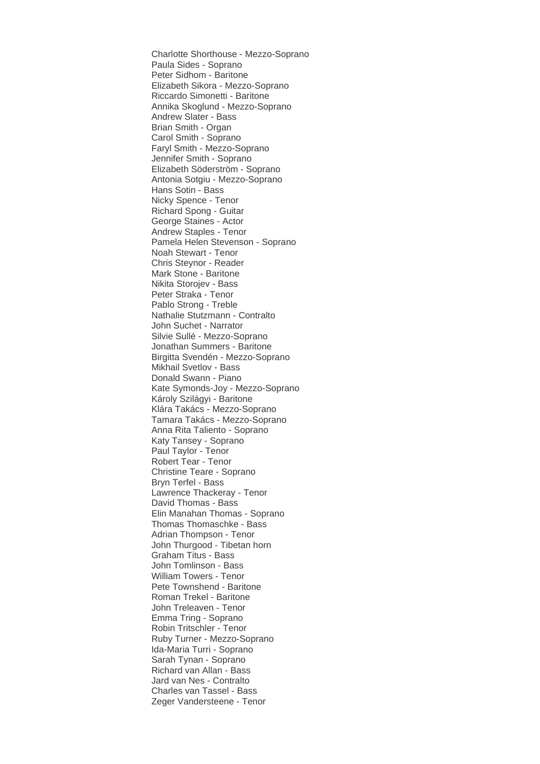Charlotte Shorthouse - Mezzo-Soprano
Paula Sides - Soprano
Peter Sidhom - Baritone
Elizabeth Sikora - Mezzo-Soprano
Riccardo Simonetti - Baritone
Annika Skoglund - Mezzo-Soprano
Andrew Slater - Bass
Brian Smith - Organ
Carol Smith - Soprano
Faryl Smith - Mezzo-Soprano
Jennifer Smith - Soprano
Elizabeth Söderström - Soprano
Antonia Sotgiu - Mezzo-Soprano
Hans Sotin - Bass
Nicky Spence - Tenor
Richard Spong - Guitar
George Staines - Actor
Andrew Staples - Tenor
Pamela Helen Stevenson - Soprano
Noah Stewart - Tenor
Chris Steynor - Reader
Mark Stone - Baritone
Nikita Storojev - Bass
Peter Straka - Tenor
Pablo Strong - Treble
Nathalie Stutzmann - Contralto
John Suchet - Narrator
Silvie Sullé - Mezzo-Soprano
Jonathan Summers - Baritone
Birgitta Svendén - Mezzo-Soprano
Mikhail Svetlov - Bass
Donald Swann - Piano
Kate Symonds-Joy - Mezzo-Soprano
Károly Szilágyi - Baritone
Klára Takács - Mezzo-Soprano
Tamara Takács - Mezzo-Soprano
Anna Rita Taliento - Soprano
Katy Tansey - Soprano
Paul Taylor - Tenor
Robert Tear - Tenor
Christine Teare - Soprano
Bryn Terfel - Bass
Lawrence Thackeray - Tenor
David Thomas - Bass
Elin Manahan Thomas - Soprano
Thomas Thomaschke - Bass
Adrian Thompson - Tenor
John Thurgood - Tibetan horn
Graham Titus - Bass
John Tomlinson - Bass
William Towers - Tenor
Pete Townshend - Baritone
Roman Trekel - Baritone
John Treleaven - Tenor
Emma Tring - Soprano
Robin Tritschler - Tenor
Ruby Turner - Mezzo-Soprano
Ida-Maria Turri - Soprano
Sarah Tynan - Soprano
Richard van Allan - Bass
Jard van Nes - Contralto
Charles van Tassel - Bass
Zeger Vandersteene - Tenor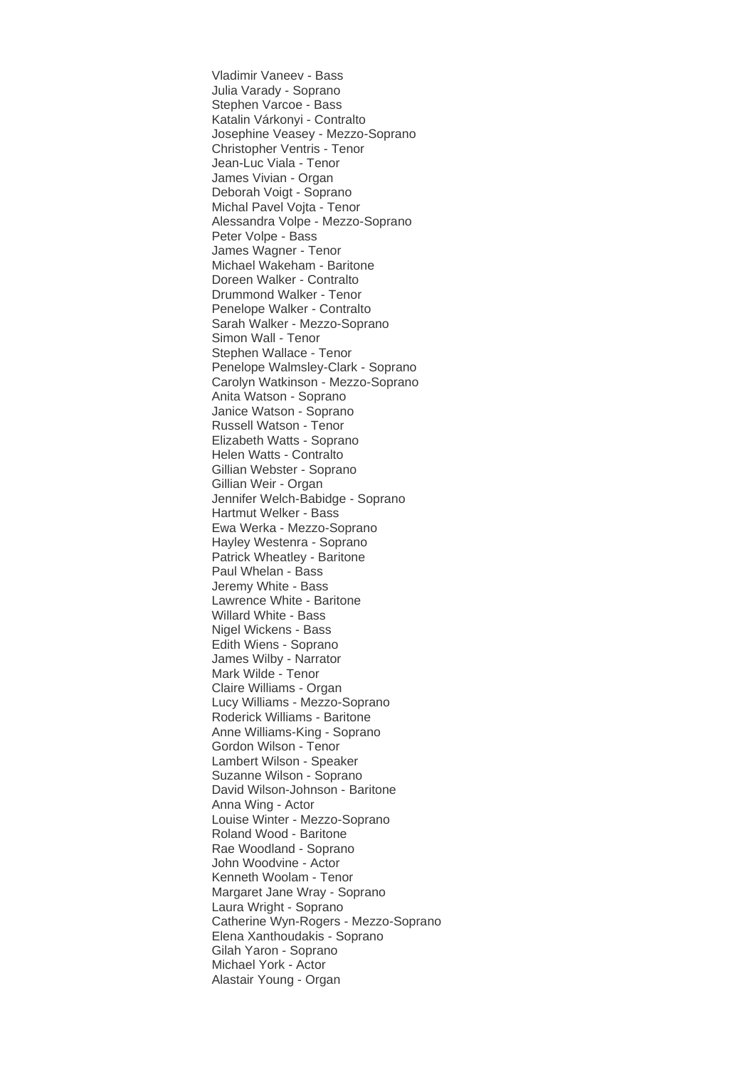Vladimir Vaneev - Bass
Julia Varady - Soprano
Stephen Varcoe - Bass
Katalin Várkonyi - Contralto
Josephine Veasey - Mezzo-Soprano
Christopher Ventris - Tenor
Jean-Luc Viala - Tenor
James Vivian - Organ
Deborah Voigt - Soprano
Michal Pavel Vojta - Tenor
Alessandra Volpe - Mezzo-Soprano
Peter Volpe - Bass
James Wagner - Tenor
Michael Wakeham - Baritone
Doreen Walker - Contralto
Drummond Walker - Tenor
Penelope Walker - Contralto
Sarah Walker - Mezzo-Soprano
Simon Wall - Tenor
Stephen Wallace - Tenor
Penelope Walmsley-Clark - Soprano
Carolyn Watkinson - Mezzo-Soprano
Anita Watson - Soprano
Janice Watson - Soprano
Russell Watson - Tenor
Elizabeth Watts - Soprano
Helen Watts - Contralto
Gillian Webster - Soprano
Gillian Weir - Organ
Jennifer Welch-Babidge - Soprano
Hartmut Welker - Bass
Ewa Werka - Mezzo-Soprano
Hayley Westenra - Soprano
Patrick Wheatley - Baritone
Paul Whelan - Bass
Jeremy White - Bass
Lawrence White - Baritone
Willard White - Bass
Nigel Wickens - Bass
Edith Wiens - Soprano
James Wilby - Narrator
Mark Wilde - Tenor
Claire Williams - Organ
Lucy Williams - Mezzo-Soprano
Roderick Williams - Baritone
Anne Williams-King - Soprano
Gordon Wilson - Tenor
Lambert Wilson - Speaker
Suzanne Wilson - Soprano
David Wilson-Johnson - Baritone
Anna Wing - Actor
Louise Winter - Mezzo-Soprano
Roland Wood - Baritone
Rae Woodland - Soprano
John Woodvine - Actor
Kenneth Woolam - Tenor
Margaret Jane Wray - Soprano
Laura Wright - Soprano
Catherine Wyn-Rogers - Mezzo-Soprano
Elena Xanthoudakis - Soprano
Gilah Yaron - Soprano
Michael York - Actor
Alastair Young - Organ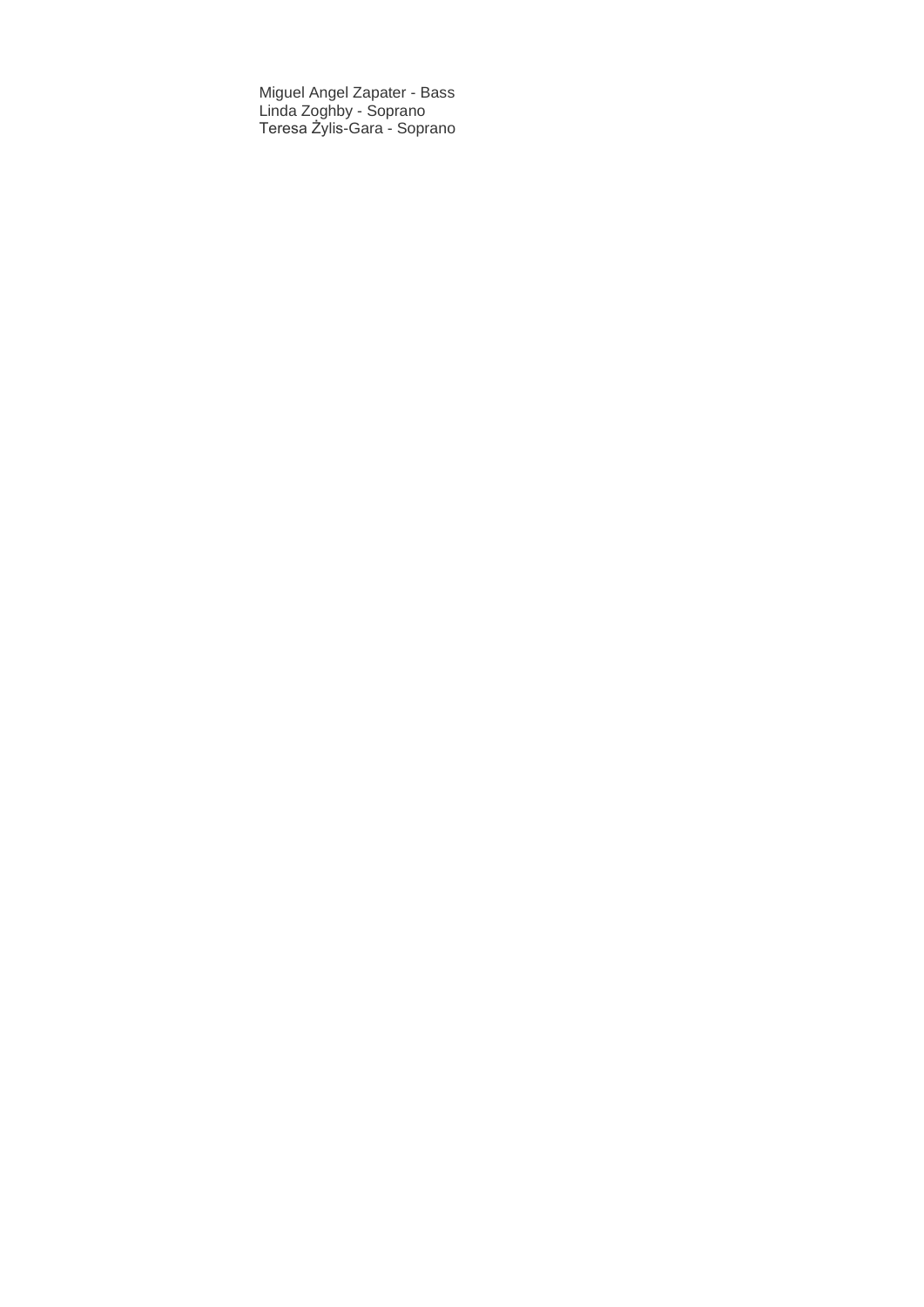Miguel Angel Zapater - Bass
Linda Zoghby - Soprano
Teresa Żylis-Gara - Soprano